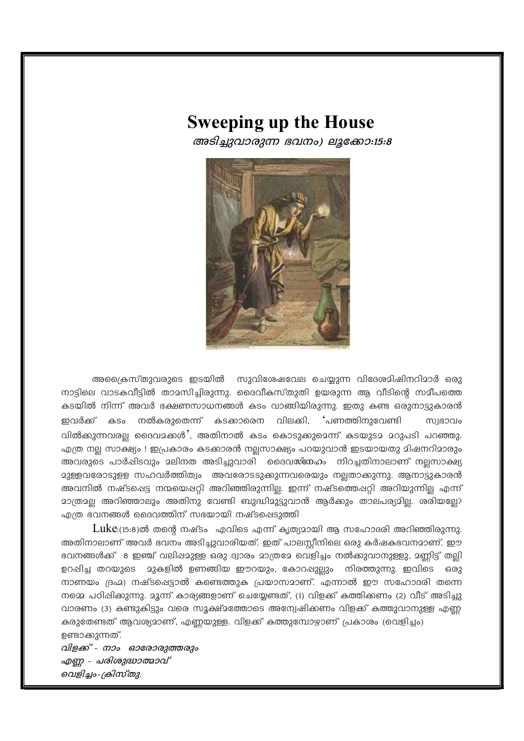# Sweeping up the House

*അടിച്ചുവാരുന്ന ഭവനം) ലൂക്കോ:15:8*

അക്രൈസ്തുവരുടെ ഇടയിൽ സുവിശേഷവേല ചെയ്യുന്ന വിദേശമിഷിനറിമാർ ഒരു നാട്ടിലെ വാടകവീട്ടിൽ താമസിച്ചിരുന്നു. ദൈവീകസ്തുതി ഉയരുന്ന ആ വീടിന്റെ സമീപത്തെ കടയിൽ നിന്ന് അവർ ഭക്ഷണസാധനങ്ങൾ കടം വാങ്ങിയിരുന്നു. ഇതു കണ്ട ഒരുനാട്ടുകാരൻ ഇവർക്ക് കടം നൽകരുതെന്ന് കടക്കാരെന വിലക്കി, 'പണത്തിനുവേണ്ടി സ്വഭാവം വിൽക്കുന്നവരല്ല ദൈവമക്കൾ', അതിനാൽ കടം കൊടുക്കുമെന്ന് കടയുടമ മറുപടി പറഞ്ഞു. എത്ര നല്ല സാക്ഷ്യം ! ഇപ്രകാരം കടക്കാരൻ നല്ലസാക്ഷ്യം പറയുവാൻ ഇടയായതു മിഷനറിമാരും അവരുടെ പാർപ്പിടവും മലിനത അടിച്ചുവാരി ദൈവസ്നേഹം നിറച്ചതിനാലാണ് നല്ലസാക്ഷ്യ മുള്ളവരോടുളള സഹവർത്തിത്വം അവരോടടുക്കുന്നവരെയും നല്ലതാക്കുന്നു. ആനാട്ടുകാരൻ അവനിൽ നഷ്ടപ്പെട്ട നന്മയെപ്പറ്റി അറിഞ്ഞിരുന്നില്ല. ഇന്ന് നഷ്ടത്തെപ്പറ്റി അറിയുന്നില്ല എന്ന് മാത്രമല്ല അറിഞ്ഞാലും അതിനു വേണ്ടി ബുദ്ധിമുട്ടുവാൻ ആർക്കും താലപര്യമില്ല. ശരിയല്ലേ? എത്ര ഭവനങ്ങൾ ദൈവത്തിന് സഭയായി നഷ്ടപ്പെടുത്തി

Luke:(15:8)ൽ തന്റെ നഷ്ടം എവിടെ എന്ന് കൃത്യമായി ആ സഹോദരി അറിഞ്ഞിരുന്നു. അതിനാലാണ് അവർ ഭവനം അടിച്ചുവാരിയത്. ഇത് പാലസ്റ്റീനിലെ ഒരു കർഷകഭവനമാണ്. ഈ ഭവനങ്ങൾക്ക് 8 ഇഞ്ച് വലിപ്പമുള്ള ഒരു ദ്വാരം മാത്രമേ വെളിച്ചം നൽകുവാനുള്ളു, മണ്ണിട്ട് തല്ലി ഉറപ്പിച്ച തറയുടെ മുകളിൽ ഉണങ്ങിയ ഈറയും, കോറപ്പുല്ലും നിരത്തുന്നു. ഇവിടെ ഒരു നാണയം (ദ്രഹ) നഷ്ടപ്പെട്ടാൽ കണ്ടെത്തുക പ്രയാസമാണ്. എന്നാൽ ഈ സഹോദരി തന്നെ നമ്മെ പഠിപ്പിക്കുന്നു. മൂന്ന് കാര്യങ്ങളാണ് ചെയ്യേണ്ടത്, (1) വിളക്ക് കത്തിക്കണം (2) വീട് അടിച്ചു വാരണം (3) കണ്ടുകിട്ടും വരെ സൂക്ഷ്മത്തോടെ അന്വേഷിക്കണം വിളക്ക് കത്തുവാനുള്ള എണ്ണ കരുതേണ്ടത് ആവശ്യമാണ്, എണ്ണയുള്ള. വിളക്ക് കത്തുമ്പോഴാണ് പ്രകാശം (വെളിച്ചം) ഉണ്ടാക്കുന്നത്.

*വിളക്ക് - നാം ഓരോരുത്തരും*
*എണ്ണ - പരിശുദ്ധാത്മാവ്*
*വെളിച്ചം-ക്രിസ്തു.*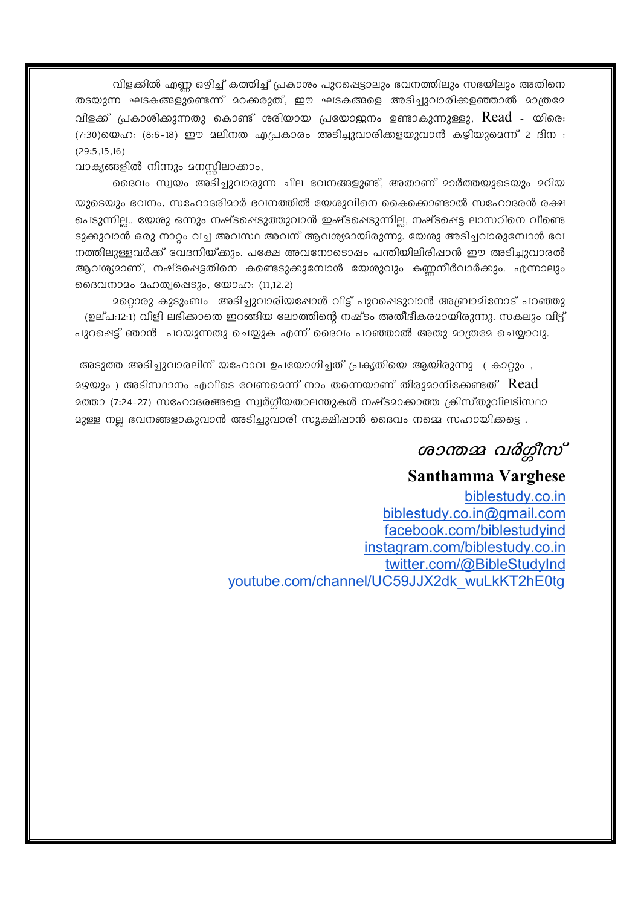വിളക്കിൽ എണ്ണ ഒഴിച്ച് കത്തിച്ച് പ്രകാശം പുറപ്പെട്ടാലും ഭവനത്തിലും സഭയിലും അതിനെ തടയുന്ന ഘടകങ്ങളുണ്ടെന്ന് മറക്കരുത്, ഈ ഘടകങ്ങളെ അടിച്ചുവാരിക്കളഞ്ഞാൽ മാത്രമേ വിളക്ക് പ്രകാശിക്കുന്നതു കൊണ്ട് ശരിയായ പ്രയോജനം ഉണ്ടാകുന്നുള്ളു, Read - യിരെ: (7:30)യെഹ: (8:6-18) ഈ മലിനത എപ്രകാരം അടിച്ചുവാരിക്കളയുവാൻ കഴിയുമെന്ന് 2 ദിന : (29:5,15,16)

വാക്യങ്ങളിൽ നിന്നും മനസ്സിലാക്കാം,

ദൈവം സ്വയം അടിച്ചുവാരുന്ന ചില ഭവനങ്ങളുണ്ട്, അതാണ് മാർത്തയുടെയും മറിയയുടെയും ഭവനം. സഹോദരിമാർ ഭവനത്തിൽ യേശുവിനെ കൈക്കൊണ്ടാൽ സഹോദരൻ രക്ഷപെടുന്നില്ല.. യേശു ഒന്നും നഷ്ടപ്പെടുത്തുവാൻ ഇഷ്ടപ്പെടുന്നില്ല, നഷ്ടപ്പെട്ട ലാസറിനെ വീണ്ടെടുക്കുവാൻ ഒരു നാറ്റം വച്ച അവസ്ഥ അവന് ആവശ്യമായിരുന്നു. യേശു അടിച്ചവാരുമ്പോൾ ഭവനത്തിലുള്ളവർക്ക് വേദനിയ്ക്കും. പക്ഷേ അവനോടൊപ്പം പന്തിയിലിരിപ്പാൻ ഈ അടിച്ചുവാരൽ ആവശ്യമാണ്, നഷ്ടപ്പെട്ടതിനെ കണ്ടെടുക്കുമ്പോൾ യേശുവും കണ്ണനീർവാർക്കും. എന്നാലും ദൈവനാമം മഹത്വപ്പെടും, യോഹ: (11,12.2)

മറ്റൊരു കുടുംബം അടിച്ചുവാരിയപ്പോൾ വിട്ട് പുറപ്പെടുവാൻ അബ്രാമിനോട് പറഞ്ഞു (ഉല്പ:12:1) വിളി ലഭിക്കാതെ ഇറങ്ങിയ ലോത്തിന്റെ നഷ്ടം അതീഭീകരമായിരുന്നു. സകലും വിട്ട് പുറപ്പെട്ട് ഞാൻ പറയുന്നതു ചെയ്യുക എന്ന് ദൈവം പറഞ്ഞാൽ അതു മാത്രമേ ചെയ്യാവു.

അടുത്ത അടിച്ചുവാരലിന് യഹോവ ഉപയോഗിച്ചത് പ്രകൃതിയെ ആയിരുന്നു ( കാറ്റും , മഴയും ) അടിസ്ഥാനം എവിടെ വേണമെന്ന് നാം തന്നെയാണ് തീരുമാനിക്കേണ്ടത് Read മത്താ (7:24-27) സഹോദരങ്ങളെ സ്വർഗ്ഗീയതാലന്തുകൾ നഷ്ടമാക്കാത്ത ക്രിസ്തുവിലടിസ്ഥാനമുള്ള നല്ല ഭവനങ്ങളാകുവാൻ അടിച്ചുവാരി സൂക്ഷിപ്പാൻ ദൈവം നമ്മെ സഹായിക്കട്ടെ .

*ശാന്തമ്മ വർഗ്ഗീസ്*

**Santhamma Varghese**

biblestudy.co.in
biblestudy.co.in@gmail.com
facebook.com/biblestudyind
instagram.com/biblestudy.co.in
twitter.com/@BibleStudyInd
youtube.com/channel/UC59JJX2dk_wuLkKT2hE0tg